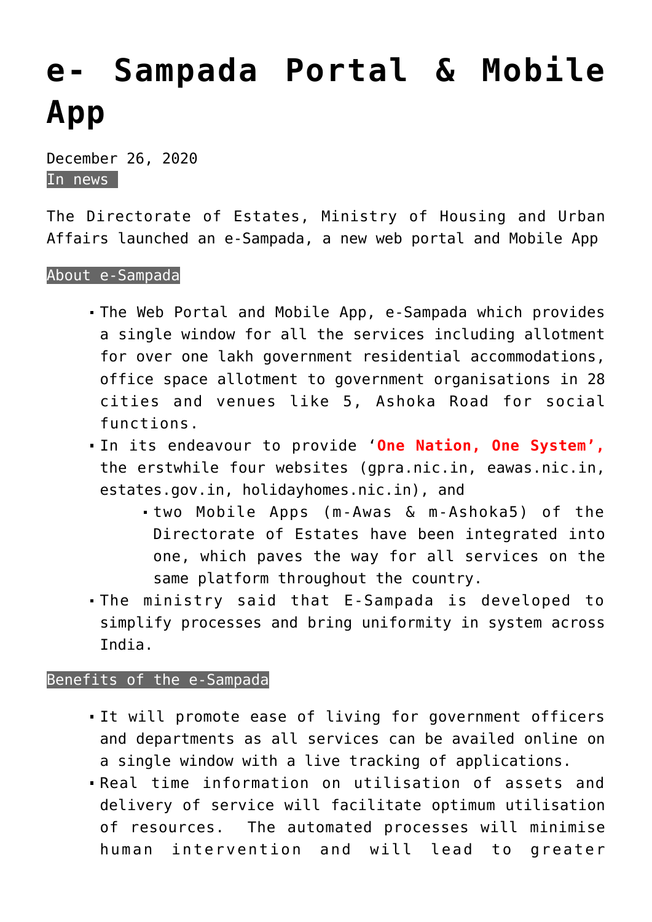# e- Sampada Portal & Mobile App

December 26, 2020

In news

The Directorate of Estates, Ministry of Housing and Urban Affairs launched an e-Sampada, a new web portal and Mobile App

About e-Sampada

- The Web Portal and Mobile App, e-Sampada which provides a single window for all the services including allotment for over one lakh government residential accommodations, office space allotment to government organisations in 28 cities and venues like 5, Ashoka Road for social functions.
- In its endeavour to provide '**One Nation, One System',** the erstwhile four websites (gpra.nic.in, eawas.nic.in, estates.gov.in, holidayhomes.nic.in), and
  - two Mobile Apps (m-Awas & m-Ashoka5) of the Directorate of Estates have been integrated into one, which paves the way for all services on the same platform throughout the country.
- The ministry said that E-Sampada is developed to simplify processes and bring uniformity in system across India.

Benefits of the e-Sampada

- It will promote ease of living for government officers and departments as all services can be availed online on a single window with a live tracking of applications.
- Real time information on utilisation of assets and delivery of service will facilitate optimum utilisation of resources. The automated processes will minimise human intervention and will lead to greater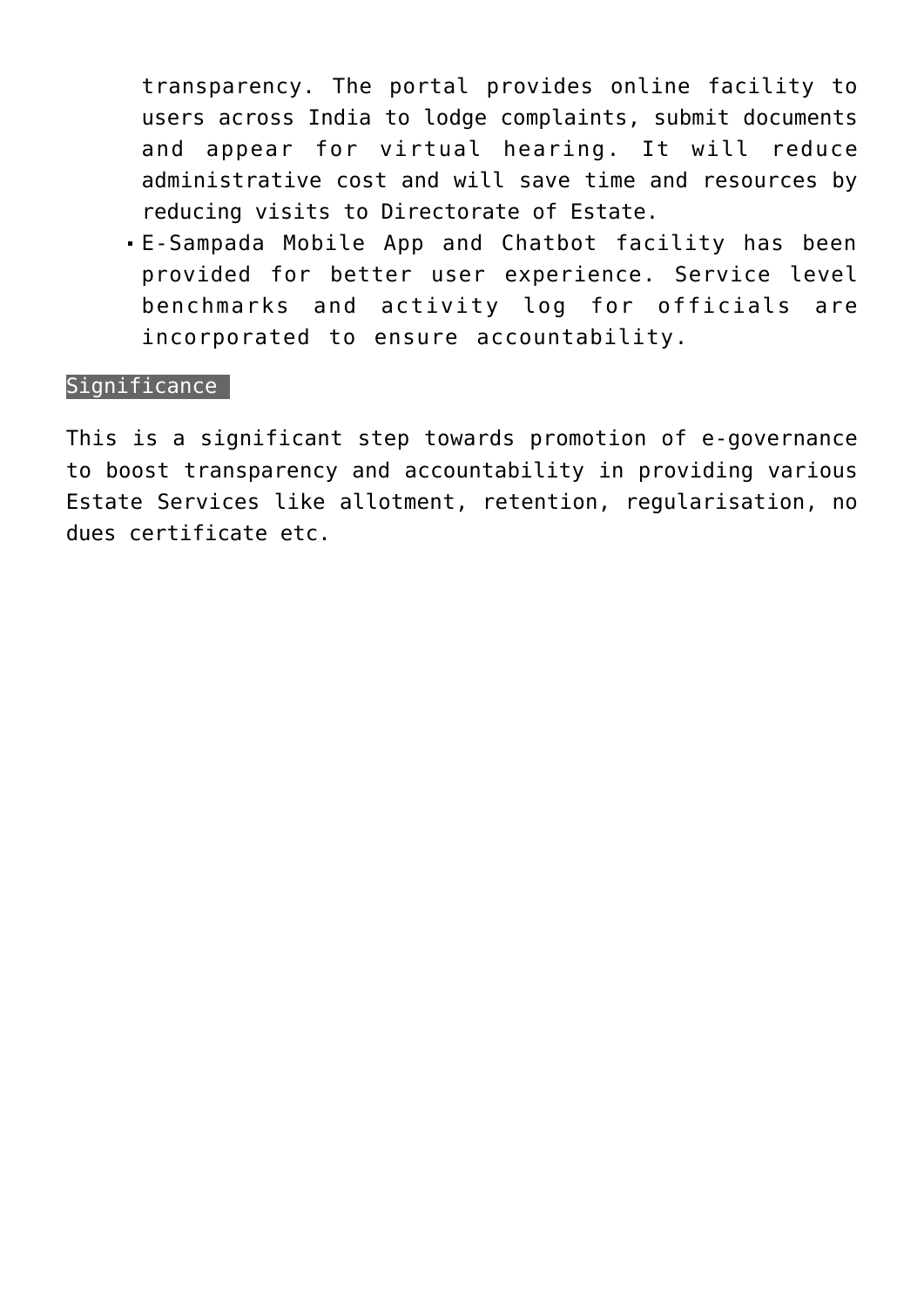transparency. The portal provides online facility to users across India to lodge complaints, submit documents and appear for virtual hearing. It will reduce administrative cost and will save time and resources by reducing visits to Directorate of Estate.

- E-Sampada Mobile App and Chatbot facility has been provided for better user experience. Service level benchmarks and activity log for officials are incorporated to ensure accountability.

## Significance

This is a significant step towards promotion of e-governance to boost transparency and accountability in providing various Estate Services like allotment, retention, regularisation, no dues certificate etc.